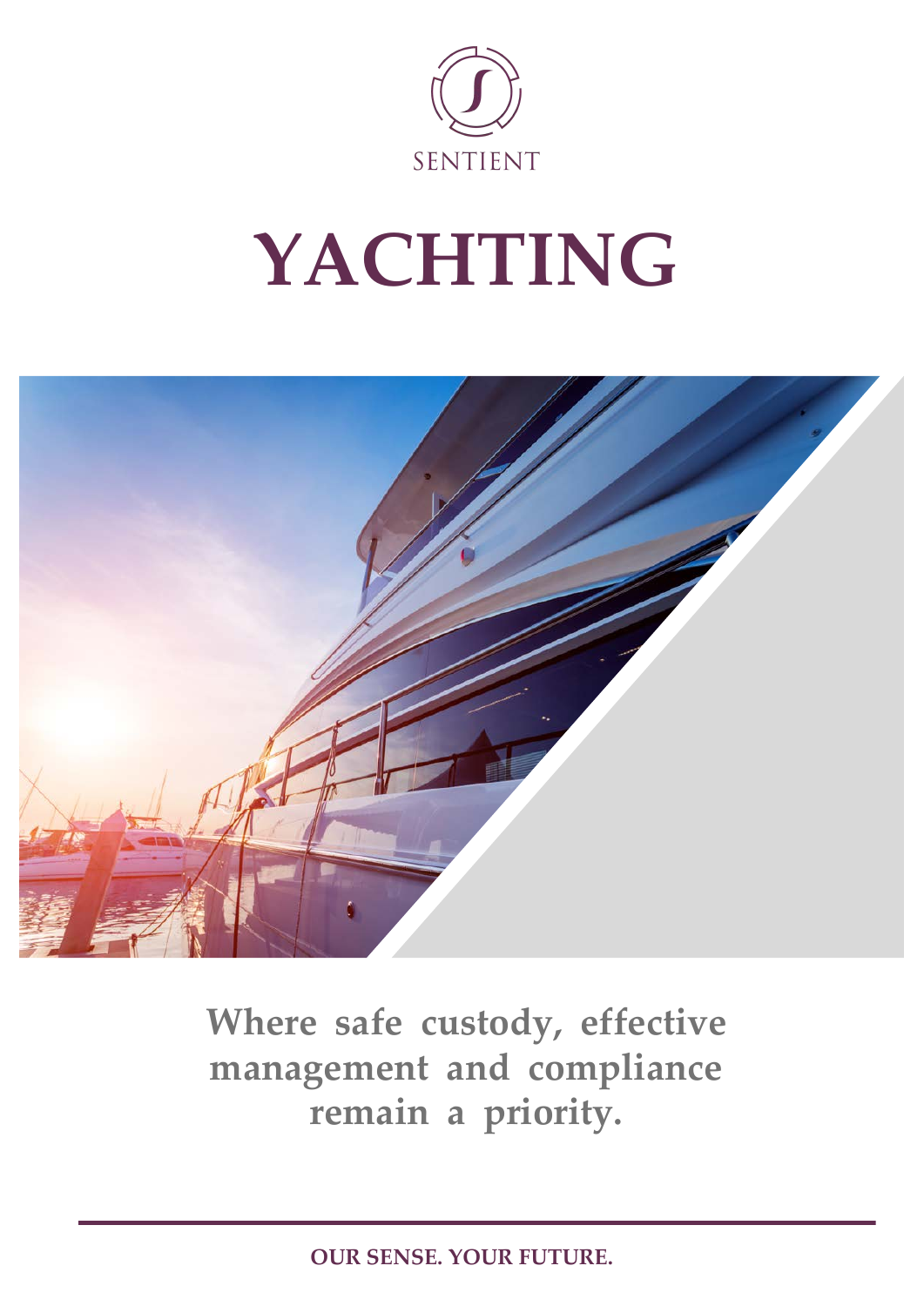SENTIENT

# YACHTING

**Where safe custody, effective management and compliance remain a priority.**

**OUR SENSE. YOUR FUTURE.**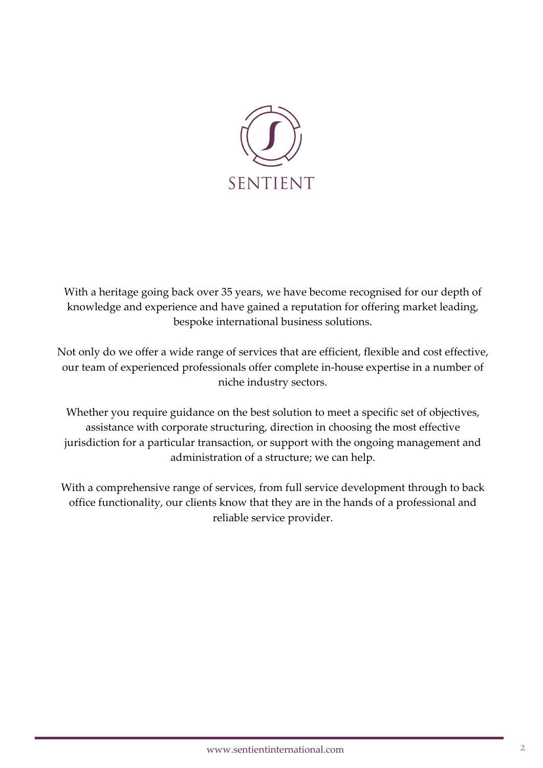SENTIENT

With a heritage going back over 35 years, we have become recognised for our depth of knowledge and experience and have gained a reputation for offering market leading, bespoke international business solutions.

Not only do we offer a wide range of services that are efficient, flexible and cost effective, our team of experienced professionals offer complete in-house expertise in a number of niche industry sectors.

Whether you require guidance on the best solution to meet a specific set of objectives, assistance with corporate structuring, direction in choosing the most effective jurisdiction for a particular transaction, or support with the ongoing management and administration of a structure; we can help.

With a comprehensive range of services, from full service development through to back office functionality, our clients know that they are in the hands of a professional and reliable service provider.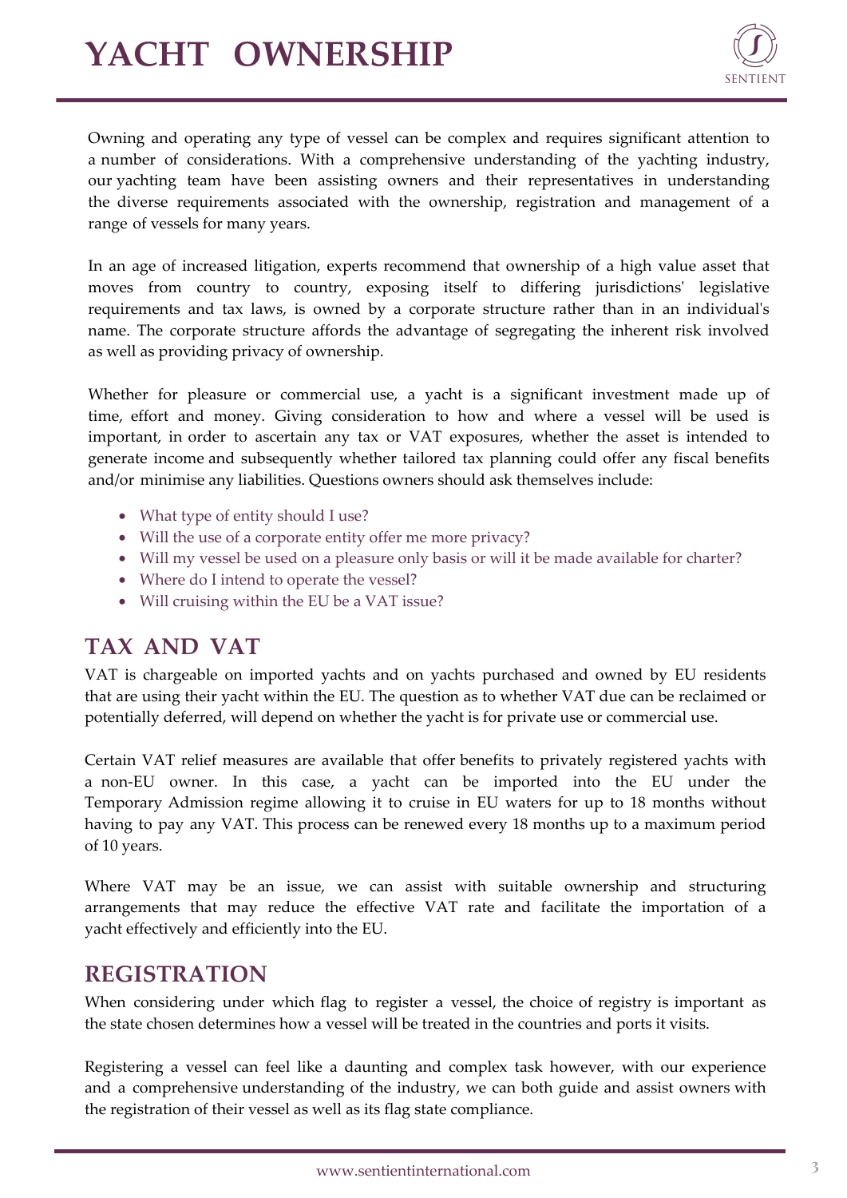# YACHT OWNERSHIP

Owning and operating any type of vessel can be complex and requires significant attention to a number of considerations. With a comprehensive understanding of the yachting industry, our yachting team have been assisting owners and their representatives in understanding the diverse requirements associated with the ownership, registration and management of a range of vessels for many years.

In an age of increased litigation, experts recommend that ownership of a high value asset that moves from country to country, exposing itself to differing jurisdictions' legislative requirements and tax laws, is owned by a corporate structure rather than in an individual's name. The corporate structure affords the advantage of segregating the inherent risk involved as well as providing privacy of ownership.

Whether for pleasure or commercial use, a yacht is a significant investment made up of time, effort and money. Giving consideration to how and where a vessel will be used is important, in order to ascertain any tax or VAT exposures, whether the asset is intended to generate income and subsequently whether tailored tax planning could offer any fiscal benefits and/or minimise any liabilities. Questions owners should ask themselves include:

- What type of entity should I use?
- Will the use of a corporate entity offer me more privacy?
- Will my vessel be used on a pleasure only basis or will it be made available for charter?
- Where do I intend to operate the vessel?
- Will cruising within the EU be a VAT issue?

## TAX AND VAT

VAT is chargeable on imported yachts and on yachts purchased and owned by EU residents that are using their yacht within the EU. The question as to whether VAT due can be reclaimed or potentially deferred, will depend on whether the yacht is for private use or commercial use.

Certain VAT relief measures are available that offer benefits to privately registered yachts with a non-EU owner. In this case, a yacht can be imported into the EU under the Temporary Admission regime allowing it to cruise in EU waters for up to 18 months without having to pay any VAT. This process can be renewed every 18 months up to a maximum period of 10 years.

Where VAT may be an issue, we can assist with suitable ownership and structuring arrangements that may reduce the effective VAT rate and facilitate the importation of a yacht effectively and efficiently into the EU.

## REGISTRATION

When considering under which flag to register a vessel, the choice of registry is important as the state chosen determines how a vessel will be treated in the countries and ports it visits.

Registering a vessel can feel like a daunting and complex task however, with our experience and a comprehensive understanding of the industry, we can both guide and assist owners with the registration of their vessel as well as its flag state compliance.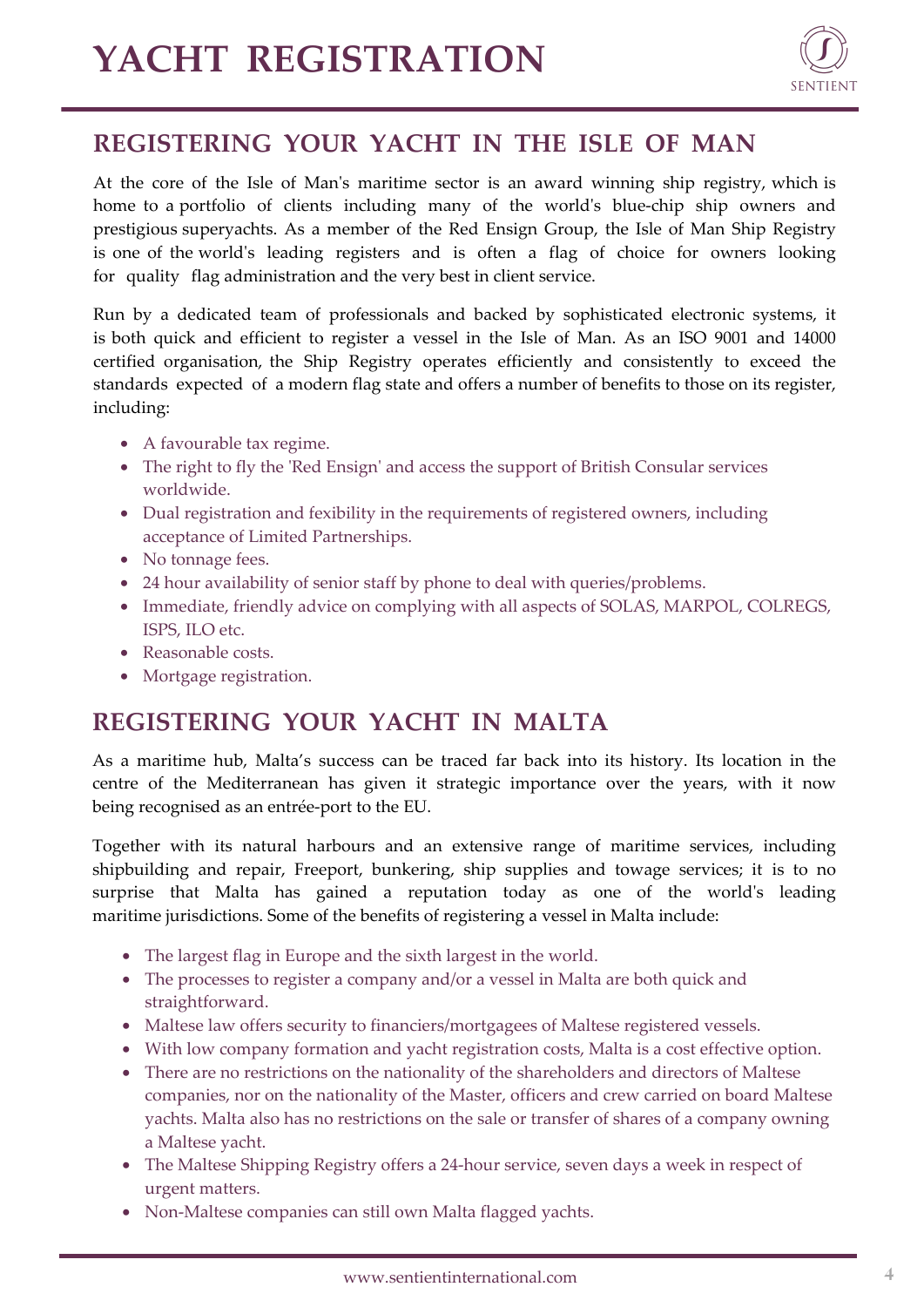# YACHT REGISTRATION

## REGISTERING YOUR YACHT IN THE ISLE OF MAN

At the core of the Isle of Man's maritime sector is an award winning ship registry, which is home to a portfolio of clients including many of the world's blue-chip ship owners and prestigious superyachts. As a member of the Red Ensign Group, the Isle of Man Ship Registry is one of the world's leading registers and is often a flag of choice for owners looking for quality flag administration and the very best in client service.

Run by a dedicated team of professionals and backed by sophisticated electronic systems, it is both quick and efficient to register a vessel in the Isle of Man. As an ISO 9001 and 14000 certified organisation, the Ship Registry operates efficiently and consistently to exceed the standards expected of a modern flag state and offers a number of benefits to those on its register, including:

- A favourable tax regime.
- The right to fly the 'Red Ensign' and access the support of British Consular services worldwide.
- Dual registration and fexibility in the requirements of registered owners, including acceptance of Limited Partnerships.
- No tonnage fees.
- 24 hour availability of senior staff by phone to deal with queries/problems.
- Immediate, friendly advice on complying with all aspects of SOLAS, MARPOL, COLREGS, ISPS, ILO etc.
- Reasonable costs.
- Mortgage registration.

## REGISTERING YOUR YACHT IN MALTA

As a maritime hub, Malta's success can be traced far back into its history. Its location in the centre of the Mediterranean has given it strategic importance over the years, with it now being recognised as an entrée-port to the EU.

Together with its natural harbours and an extensive range of maritime services, including shipbuilding and repair, Freeport, bunkering, ship supplies and towage services; it is to no surprise that Malta has gained a reputation today as one of the world's leading maritime jurisdictions. Some of the benefits of registering a vessel in Malta include:

- The largest flag in Europe and the sixth largest in the world.
- The processes to register a company and/or a vessel in Malta are both quick and straightforward.
- Maltese law offers security to financiers/mortgagees of Maltese registered vessels.
- With low company formation and yacht registration costs, Malta is a cost effective option.
- There are no restrictions on the nationality of the shareholders and directors of Maltese companies, nor on the nationality of the Master, officers and crew carried on board Maltese yachts. Malta also has no restrictions on the sale or transfer of shares of a company owning a Maltese yacht.
- The Maltese Shipping Registry offers a 24-hour service, seven days a week in respect of urgent matters.
- Non-Maltese companies can still own Malta flagged yachts.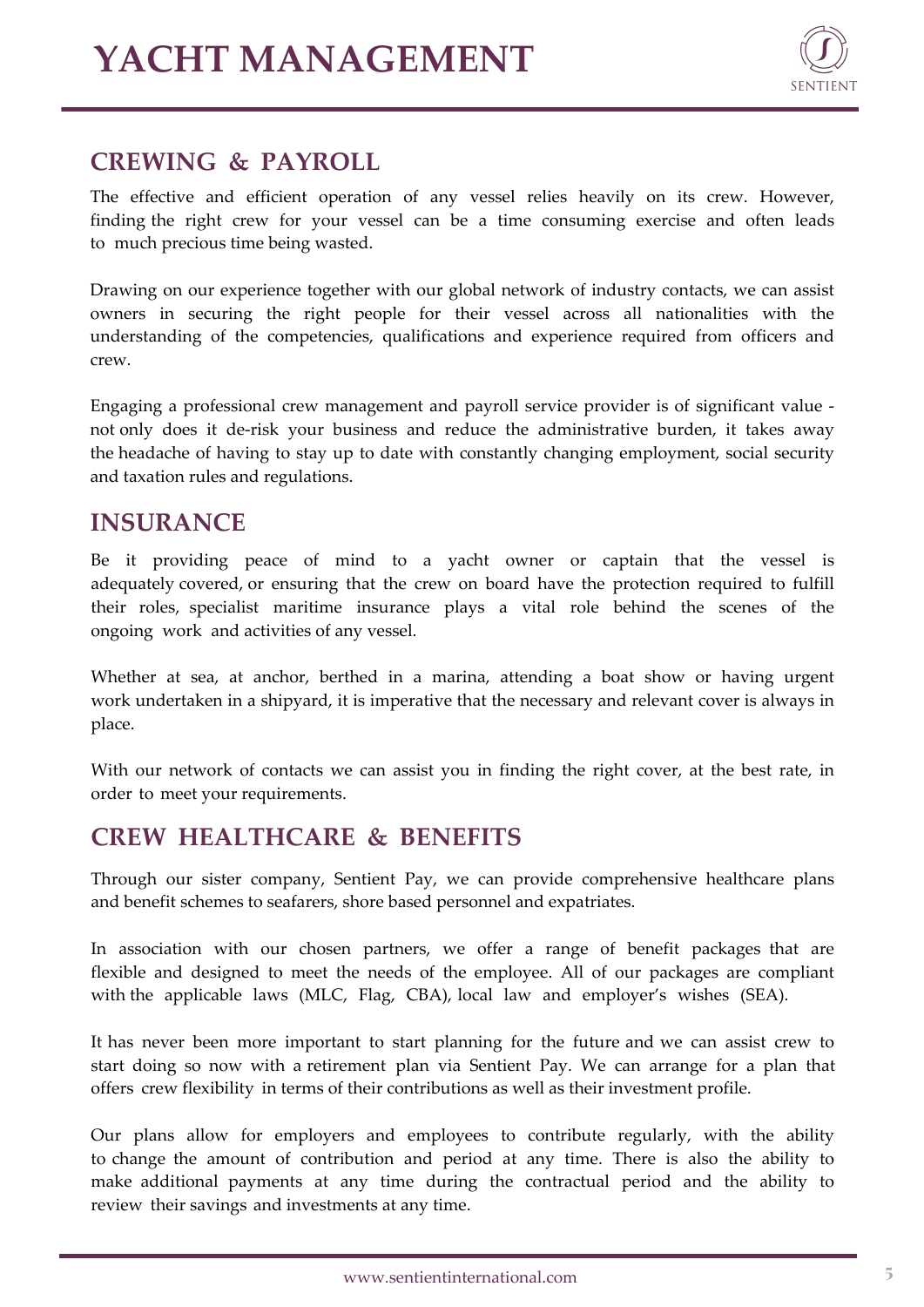# YACHT MANAGEMENT

## CREWING & PAYROLL

The effective and efficient operation of any vessel relies heavily on its crew. However, finding the right crew for your vessel can be a time consuming exercise and often leads to much precious time being wasted.

Drawing on our experience together with our global network of industry contacts, we can assist owners in securing the right people for their vessel across all nationalities with the understanding of the competencies, qualifications and experience required from officers and crew.

Engaging a professional crew management and payroll service provider is of significant value - not only does it de-risk your business and reduce the administrative burden, it takes away the headache of having to stay up to date with constantly changing employment, social security and taxation rules and regulations.

## INSURANCE

Be it providing peace of mind to a yacht owner or captain that the vessel is adequately covered, or ensuring that the crew on board have the protection required to fulfill their roles, specialist maritime insurance plays a vital role behind the scenes of the ongoing work and activities of any vessel.

Whether at sea, at anchor, berthed in a marina, attending a boat show or having urgent work undertaken in a shipyard, it is imperative that the necessary and relevant cover is always in place.

With our network of contacts we can assist you in finding the right cover, at the best rate, in order to meet your requirements.

## CREW HEALTHCARE & BENEFITS

Through our sister company, Sentient Pay, we can provide comprehensive healthcare plans and benefit schemes to seafarers, shore based personnel and expatriates.

In association with our chosen partners, we offer a range of benefit packages that are flexible and designed to meet the needs of the employee. All of our packages are compliant with the applicable laws (MLC, Flag, CBA), local law and employer's wishes (SEA).

It has never been more important to start planning for the future and we can assist crew to start doing so now with a retirement plan via Sentient Pay. We can arrange for a plan that offers crew flexibility in terms of their contributions as well as their investment profile.

Our plans allow for employers and employees to contribute regularly, with the ability to change the amount of contribution and period at any time. There is also the ability to make additional payments at any time during the contractual period and the ability to review their savings and investments at any time.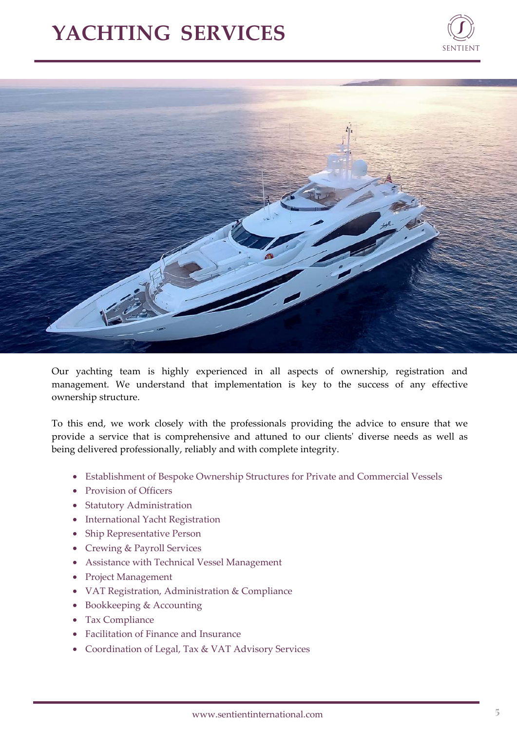# YACHTING SERVICES

Our yachting team is highly experienced in all aspects of ownership, registration and management. We understand that implementation is key to the success of any effective ownership structure.

To this end, we work closely with the professionals providing the advice to ensure that we provide a service that is comprehensive and attuned to our clients' diverse needs as well as being delivered professionally, reliably and with complete integrity.

- Establishment of Bespoke Ownership Structures for Private and Commercial Vessels
- Provision of Officers
- Statutory Administration
- International Yacht Registration
- Ship Representative Person
- Crewing & Payroll Services
- Assistance with Technical Vessel Management
- Project Management
- VAT Registration, Administration & Compliance
- Bookkeeping & Accounting
- Tax Compliance
- Facilitation of Finance and Insurance
- Coordination of Legal, Tax & VAT Advisory Services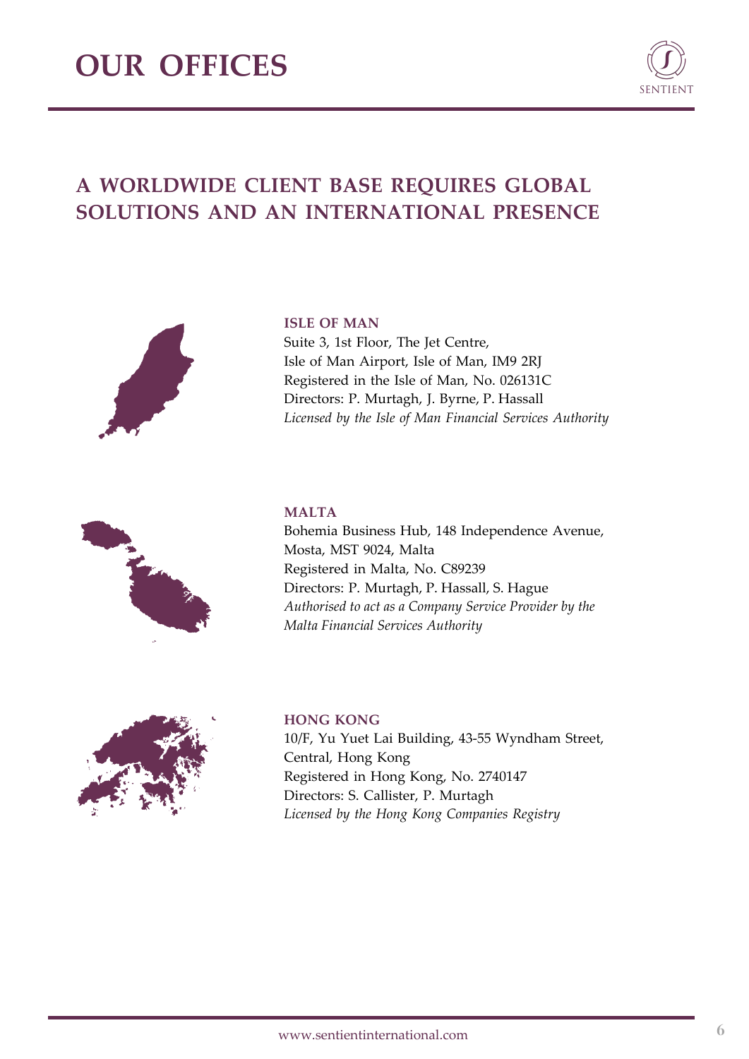# OUR OFFICES

## A WORLDWIDE CLIENT BASE REQUIRES GLOBAL SOLUTIONS AND AN INTERNATIONAL PRESENCE

### ISLE OF MAN

Suite 3, 1st Floor, The Jet Centre,
Isle of Man Airport, Isle of Man, IM9 2RJ
Registered in the Isle of Man, No. 026131C
Directors: P. Murtagh, J. Byrne, P. Hassall
*Licensed by the Isle of Man Financial Services Authority*

### MALTA

Bohemia Business Hub, 148 Independence Avenue,
Mosta, MST 9024, Malta
Registered in Malta, No. C89239
Directors: P. Murtagh, P. Hassall, S. Hague
*Authorised to act as a Company Service Provider by the Malta Financial Services Authority*

### HONG KONG

10/F, Yu Yuet Lai Building, 43-55 Wyndham Street,
Central, Hong Kong
Registered in Hong Kong, No. 2740147
Directors: S. Callister, P. Murtagh
*Licensed by the Hong Kong Companies Registry*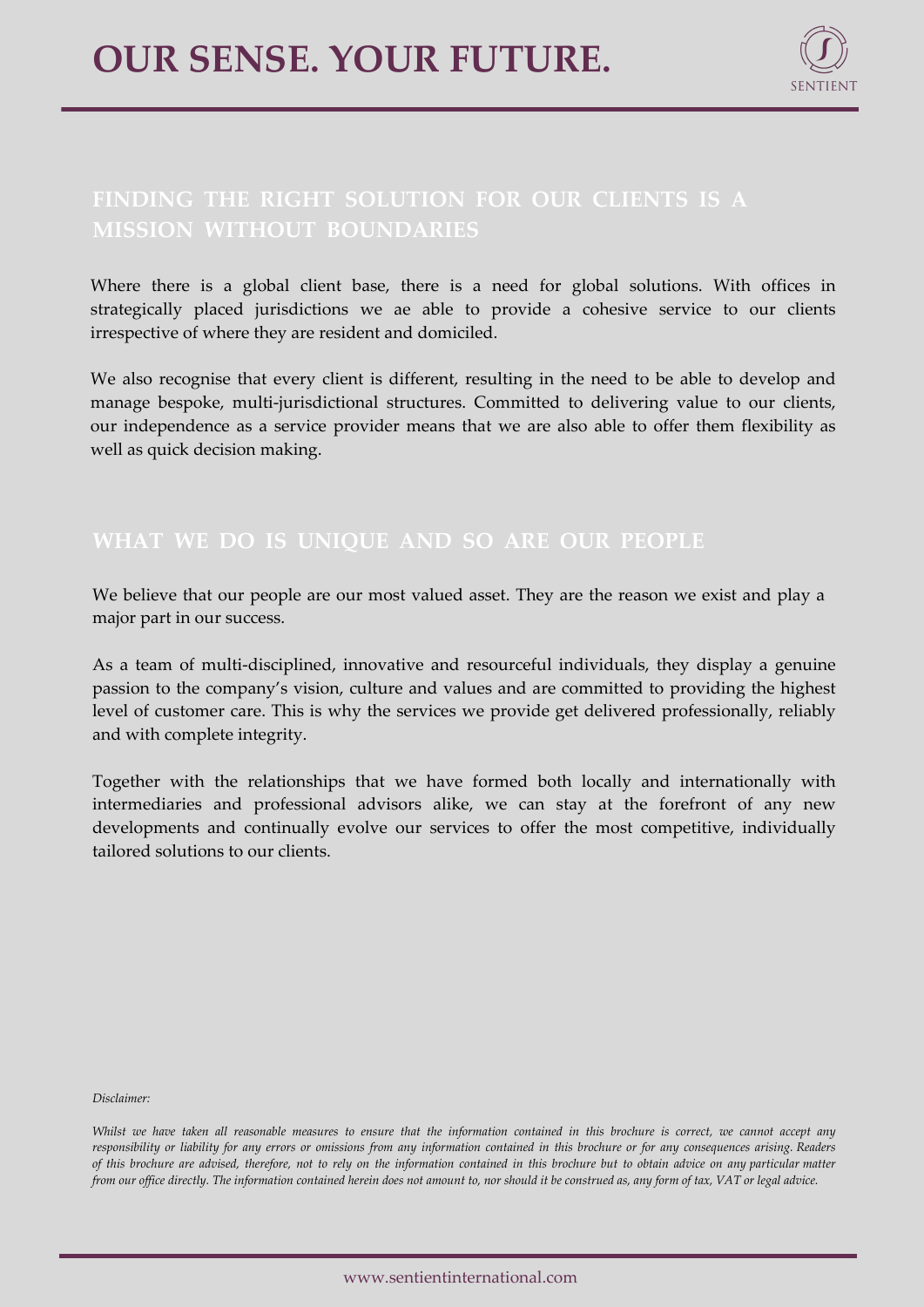# OUR SENSE. YOUR FUTURE.

SENTIENT

## FINDING THE RIGHT SOLUTION FOR OUR CLIENTS IS A MISSION WITHOUT BOUNDARIES

Where there is a global client base, there is a need for global solutions. With offices in strategically placed jurisdictions we ae able to provide a cohesive service to our clients irrespective of where they are resident and domiciled.

We also recognise that every client is different, resulting in the need to be able to develop and manage bespoke, multi-jurisdictional structures. Committed to delivering value to our clients, our independence as a service provider means that we are also able to offer them flexibility as well as quick decision making.

## WHAT WE DO IS UNIQUE AND SO ARE OUR PEOPLE

We believe that our people are our most valued asset. They are the reason we exist and play a major part in our success.

As a team of multi-disciplined, innovative and resourceful individuals, they display a genuine passion to the company's vision, culture and values and are committed to providing the highest level of customer care. This is why the services we provide get delivered professionally, reliably and with complete integrity.

Together with the relationships that we have formed both locally and internationally with intermediaries and professional advisors alike, we can stay at the forefront of any new developments and continually evolve our services to offer the most competitive, individually tailored solutions to our clients.

*Disclaimer:*

*Whilst we have taken all reasonable measures to ensure that the information contained in this brochure is correct, we cannot accept any responsibility or liability for any errors or omissions from any information contained in this brochure or for any consequences arising. Readers of this brochure are advised, therefore, not to rely on the information contained in this brochure but to obtain advice on any particular matter from our office directly. The information contained herein does not amount to, nor should it be construed as, any form of tax, VAT or legal advice.*

www.sentientinternational.com